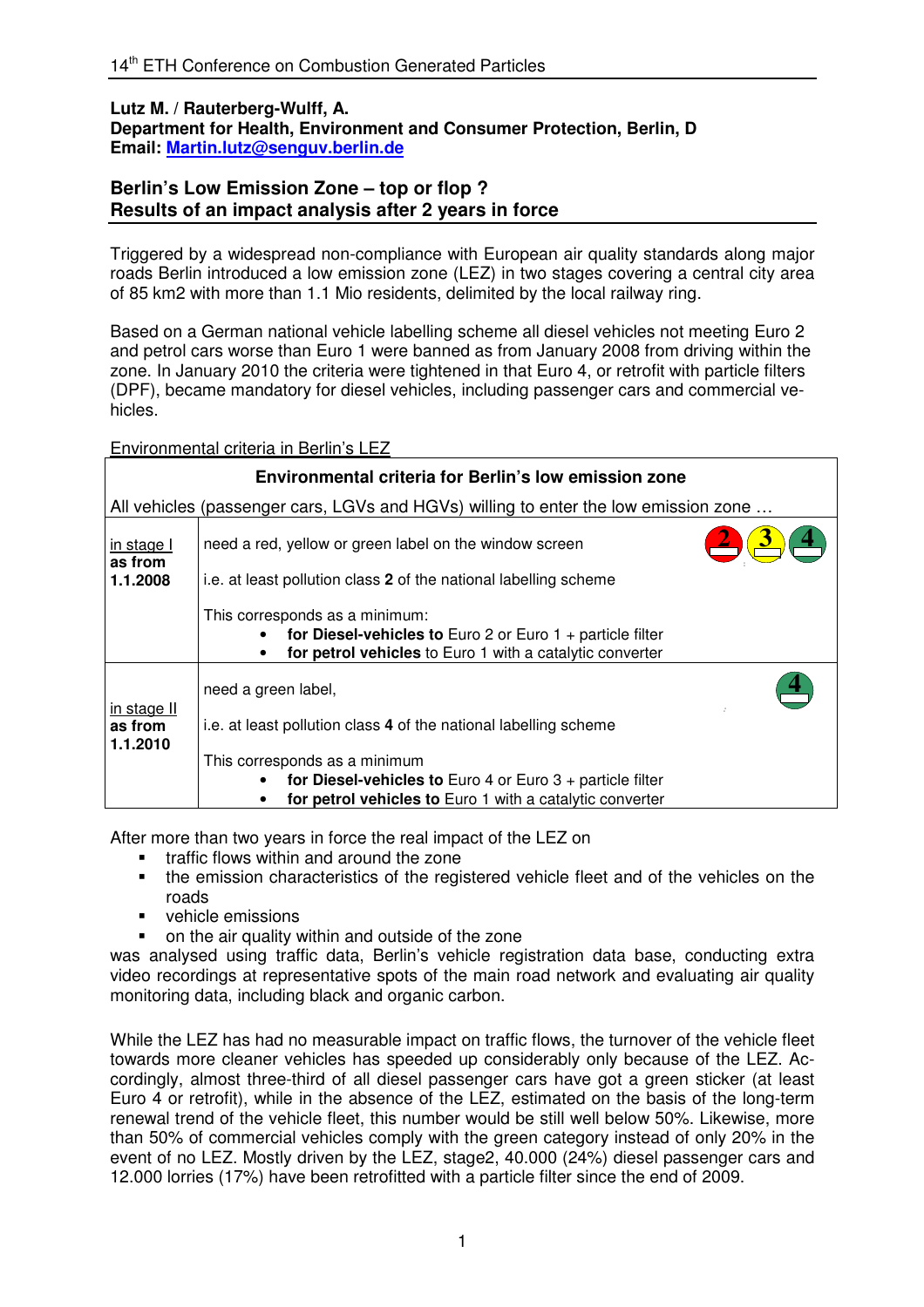**Lutz M. / Rauterberg-Wulff, A.**
**Department for Health, Environment and Consumer Protection, Berlin, D**
**Email: Martin.lutz@senguv.berlin.de**

## Berlin's Low Emission Zone – top or flop ?
## Results of an impact analysis after 2 years in force

Triggered by a widespread non-compliance with European air quality standards along major roads Berlin introduced a low emission zone (LEZ) in two stages covering a central city area of 85 km2 with more than 1.1 Mio residents, delimited by the local railway ring.

Based on a German national vehicle labelling scheme all diesel vehicles not meeting Euro 2 and petrol cars worse than Euro 1 were banned as from January 2008 from driving within the zone. In January 2010 the criteria were tightened in that Euro 4, or retrofit with particle filters (DPF), became mandatory for diesel vehicles, including passenger cars and commercial vehicles.

Environmental criteria in Berlin's LEZ

| **Environmental criteria for Berlin's low emission zone** | |
|---|---|
| All vehicles (passenger cars, LGVs and HGVs) willing to enter the low emission zone … | |
| in stage I **as from 1.1.2008** | need a red, yellow or green label on the window screen (2, 3, 4)<br><br>i.e. at least pollution class **2** of the national labelling scheme<br><br>This corresponds as a minimum:<br>• **for Diesel-vehicles to** Euro 2 or Euro 1 + particle filter<br>• **for petrol vehicles** to Euro 1 with a catalytic converter |
| in stage II **as from 1.1.2010** | need a green label, (4)<br><br>i.e. at least pollution class **4** of the national labelling scheme<br><br>This corresponds as a minimum<br>• **for Diesel-vehicles to** Euro 4 or Euro 3 + particle filter<br>• **for petrol vehicles to** Euro 1 with a catalytic converter |

After more than two years in force the real impact of the LEZ on

- traffic flows within and around the zone
- the emission characteristics of the registered vehicle fleet and of the vehicles on the roads
- vehicle emissions
- on the air quality within and outside of the zone

was analysed using traffic data, Berlin's vehicle registration data base, conducting extra video recordings at representative spots of the main road network and evaluating air quality monitoring data, including black and organic carbon.

While the LEZ has had no measurable impact on traffic flows, the turnover of the vehicle fleet towards more cleaner vehicles has speeded up considerably only because of the LEZ. Accordingly, almost three-third of all diesel passenger cars have got a green sticker (at least Euro 4 or retrofit), while in the absence of the LEZ, estimated on the basis of the long-term renewal trend of the vehicle fleet, this number would be still well below 50%. Likewise, more than 50% of commercial vehicles comply with the green category instead of only 20% in the event of no LEZ. Mostly driven by the LEZ, stage2, 40.000 (24%) diesel passenger cars and 12.000 lorries (17%) have been retrofitted with a particle filter since the end of 2009.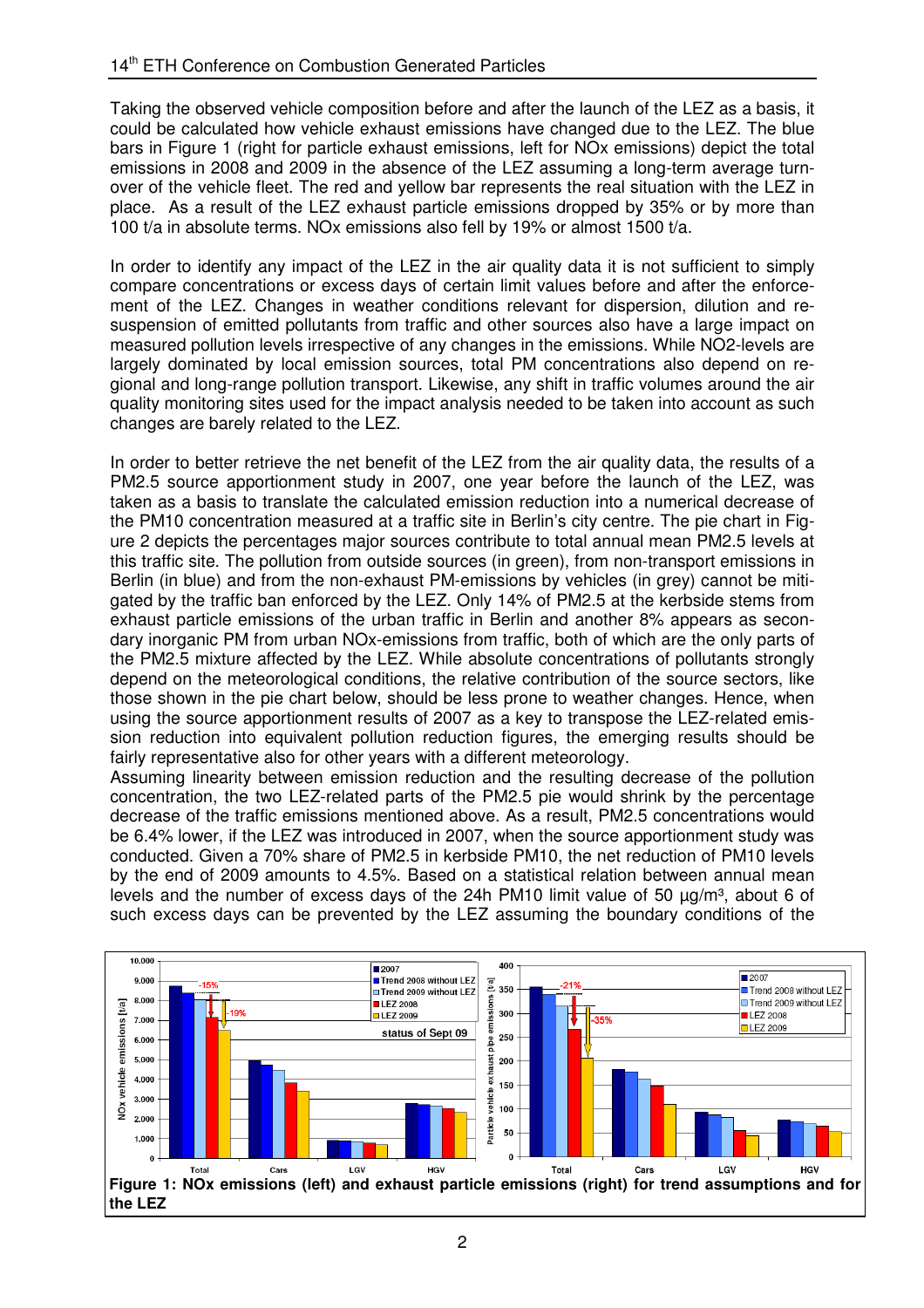Taking the observed vehicle composition before and after the launch of the LEZ as a basis, it could be calculated how vehicle exhaust emissions have changed due to the LEZ. The blue bars in Figure 1 (right for particle exhaust emissions, left for NOx emissions) depict the total emissions in 2008 and 2009 in the absence of the LEZ assuming a long-term average turnover of the vehicle fleet. The red and yellow bar represents the real situation with the LEZ in place. As a result of the LEZ exhaust particle emissions dropped by 35% or by more than 100 t/a in absolute terms. NOx emissions also fell by 19% or almost 1500 t/a.

In order to identify any impact of the LEZ in the air quality data it is not sufficient to simply compare concentrations or excess days of certain limit values before and after the enforcement of the LEZ. Changes in weather conditions relevant for dispersion, dilution and resuspension of emitted pollutants from traffic and other sources also have a large impact on measured pollution levels irrespective of any changes in the emissions. While NO2-levels are largely dominated by local emission sources, total PM concentrations also depend on regional and long-range pollution transport. Likewise, any shift in traffic volumes around the air quality monitoring sites used for the impact analysis needed to be taken into account as such changes are barely related to the LEZ.

In order to better retrieve the net benefit of the LEZ from the air quality data, the results of a PM2.5 source apportionment study in 2007, one year before the launch of the LEZ, was taken as a basis to translate the calculated emission reduction into a numerical decrease of the PM10 concentration measured at a traffic site in Berlin's city centre. The pie chart in Figure 2 depicts the percentages major sources contribute to total annual mean PM2.5 levels at this traffic site. The pollution from outside sources (in green), from non-transport emissions in Berlin (in blue) and from the non-exhaust PM-emissions by vehicles (in grey) cannot be mitigated by the traffic ban enforced by the LEZ. Only 14% of PM2.5 at the kerbside stems from exhaust particle emissions of the urban traffic in Berlin and another 8% appears as secondary inorganic PM from urban NOx-emissions from traffic, both of which are the only parts of the PM2.5 mixture affected by the LEZ. While absolute concentrations of pollutants strongly depend on the meteorological conditions, the relative contribution of the source sectors, like those shown in the pie chart below, should be less prone to weather changes. Hence, when using the source apportionment results of 2007 as a key to transpose the LEZ-related emission reduction into equivalent pollution reduction figures, the emerging results should be fairly representative also for other years with a different meteorology.
Assuming linearity between emission reduction and the resulting decrease of the pollution concentration, the two LEZ-related parts of the PM2.5 pie would shrink by the percentage decrease of the traffic emissions mentioned above. As a result, PM2.5 concentrations would be 6.4% lower, if the LEZ was introduced in 2007, when the source apportionment study was conducted. Given a 70% share of PM2.5 in kerbside PM10, the net reduction of PM10 levels by the end of 2009 amounts to 4.5%. Based on a statistical relation between annual mean levels and the number of excess days of the 24h PM10 limit value of 50 µg/m³, about 6 of such excess days can be prevented by the LEZ assuming the boundary conditions of the

**Figure 1: NOx emissions (left) and exhaust particle emissions (right) for trend assumptions and for the LEZ**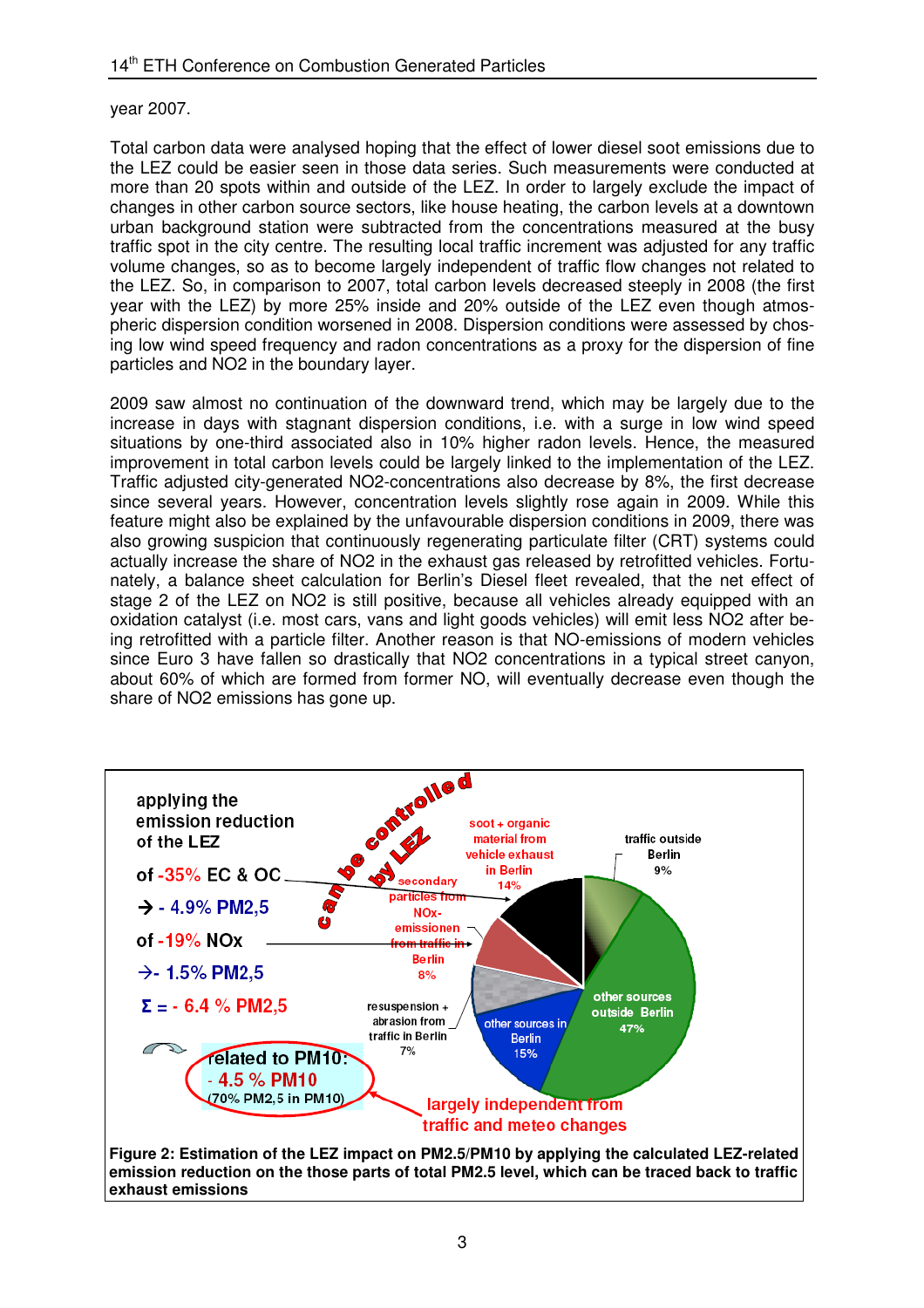year 2007.

Total carbon data were analysed hoping that the effect of lower diesel soot emissions due to the LEZ could be easier seen in those data series. Such measurements were conducted at more than 20 spots within and outside of the LEZ. In order to largely exclude the impact of changes in other carbon source sectors, like house heating, the carbon levels at a downtown urban background station were subtracted from the concentrations measured at the busy traffic spot in the city centre. The resulting local traffic increment was adjusted for any traffic volume changes, so as to become largely independent of traffic flow changes not related to the LEZ. So, in comparison to 2007, total carbon levels decreased steeply in 2008 (the first year with the LEZ) by more 25% inside and 20% outside of the LEZ even though atmospheric dispersion condition worsened in 2008. Dispersion conditions were assessed by chosing low wind speed frequency and radon concentrations as a proxy for the dispersion of fine particles and NO2 in the boundary layer.

2009 saw almost no continuation of the downward trend, which may be largely due to the increase in days with stagnant dispersion conditions, i.e. with a surge in low wind speed situations by one-third associated also in 10% higher radon levels. Hence, the measured improvement in total carbon levels could be largely linked to the implementation of the LEZ. Traffic adjusted city-generated NO2-concentrations also decrease by 8%, the first decrease since several years. However, concentration levels slightly rose again in 2009. While this feature might also be explained by the unfavourable dispersion conditions in 2009, there was also growing suspicion that continuously regenerating particulate filter (CRT) systems could actually increase the share of NO2 in the exhaust gas released by retrofitted vehicles. Fortunately, a balance sheet calculation for Berlin's Diesel fleet revealed, that the net effect of stage 2 of the LEZ on NO2 is still positive, because all vehicles already equipped with an oxidation catalyst (i.e. most cars, vans and light goods vehicles) will emit less NO2 after being retrofitted with a particle filter. Another reason is that NO-emissions of modern vehicles since Euro 3 have fallen so drastically that NO2 concentrations in a typical street canyon, about 60% of which are formed from former NO, will eventually decrease even though the share of NO2 emissions has gone up.

**Figure 2: Estimation of the LEZ impact on PM2.5/PM10 by applying the calculated LEZ-related emission reduction on the those parts of total PM2.5 level, which can be traced back to traffic exhaust emissions**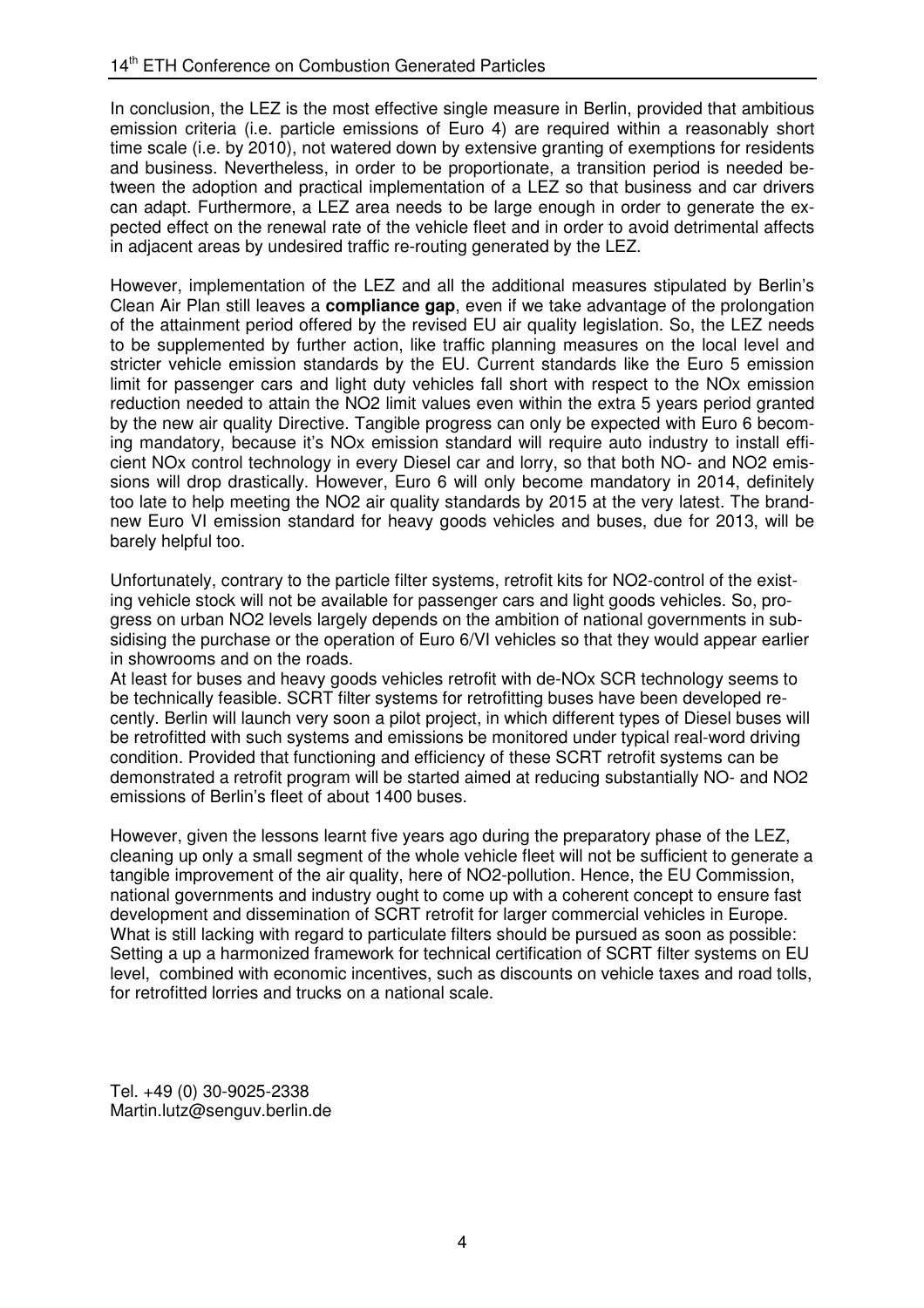In conclusion, the LEZ is the most effective single measure in Berlin, provided that ambitious emission criteria (i.e. particle emissions of Euro 4) are required within a reasonably short time scale (i.e. by 2010), not watered down by extensive granting of exemptions for residents and business. Nevertheless, in order to be proportionate, a transition period is needed between the adoption and practical implementation of a LEZ so that business and car drivers can adapt. Furthermore, a LEZ area needs to be large enough in order to generate the expected effect on the renewal rate of the vehicle fleet and in order to avoid detrimental affects in adjacent areas by undesired traffic re-routing generated by the LEZ.

However, implementation of the LEZ and all the additional measures stipulated by Berlin's Clean Air Plan still leaves a **compliance gap**, even if we take advantage of the prolongation of the attainment period offered by the revised EU air quality legislation. So, the LEZ needs to be supplemented by further action, like traffic planning measures on the local level and stricter vehicle emission standards by the EU. Current standards like the Euro 5 emission limit for passenger cars and light duty vehicles fall short with respect to the NOx emission reduction needed to attain the NO2 limit values even within the extra 5 years period granted by the new air quality Directive. Tangible progress can only be expected with Euro 6 becoming mandatory, because it's NOx emission standard will require auto industry to install efficient NOx control technology in every Diesel car and lorry, so that both NO- and NO2 emissions will drop drastically. However, Euro 6 will only become mandatory in 2014, definitely too late to help meeting the NO2 air quality standards by 2015 at the very latest. The brand-new Euro VI emission standard for heavy goods vehicles and buses, due for 2013, will be barely helpful too.

Unfortunately, contrary to the particle filter systems, retrofit kits for NO2-control of the existing vehicle stock will not be available for passenger cars and light goods vehicles. So, progress on urban NO2 levels largely depends on the ambition of national governments in subsidising the purchase or the operation of Euro 6/VI vehicles so that they would appear earlier in showrooms and on the roads.
At least for buses and heavy goods vehicles retrofit with de-NOx SCR technology seems to be technically feasible. SCRT filter systems for retrofitting buses have been developed recently. Berlin will launch very soon a pilot project, in which different types of Diesel buses will be retrofitted with such systems and emissions be monitored under typical real-word driving condition. Provided that functioning and efficiency of these SCRT retrofit systems can be demonstrated a retrofit program will be started aimed at reducing substantially NO- and NO2 emissions of Berlin's fleet of about 1400 buses.

However, given the lessons learnt five years ago during the preparatory phase of the LEZ, cleaning up only a small segment of the whole vehicle fleet will not be sufficient to generate a tangible improvement of the air quality, here of NO2-pollution. Hence, the EU Commission, national governments and industry ought to come up with a coherent concept to ensure fast development and dissemination of SCRT retrofit for larger commercial vehicles in Europe. What is still lacking with regard to particulate filters should be pursued as soon as possible: Setting a up a harmonized framework for technical certification of SCRT filter systems on EU level, combined with economic incentives, such as discounts on vehicle taxes and road tolls, for retrofitted lorries and trucks on a national scale.

Tel. +49 (0) 30-9025-2338
Martin.lutz@senguv.berlin.de